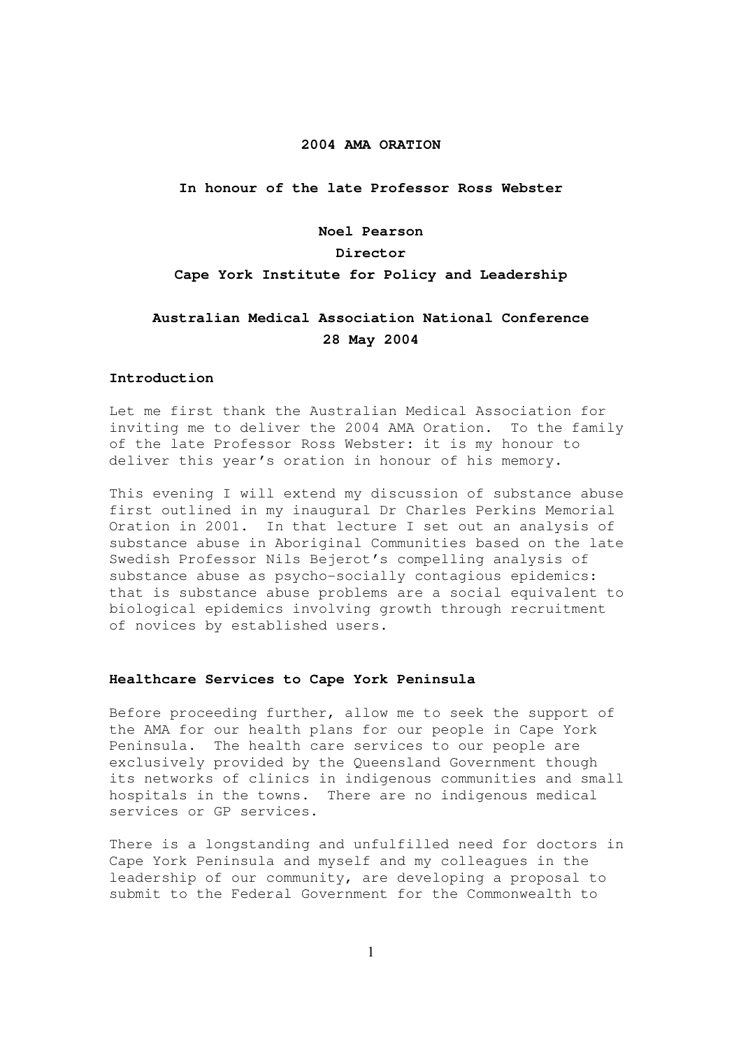# 2004 AMA ORATION

**In honour of the late Professor Ross Webster**

**Noel Pearson**

**Director**

**Cape York Institute for Policy and Leadership**

**Australian Medical Association National Conference**

**28 May 2004**

## Introduction

Let me first thank the Australian Medical Association for inviting me to deliver the 2004 AMA Oration. To the family of the late Professor Ross Webster: it is my honour to deliver this year's oration in honour of his memory.

This evening I will extend my discussion of substance abuse first outlined in my inaugural Dr Charles Perkins Memorial Oration in 2001. In that lecture I set out an analysis of substance abuse in Aboriginal Communities based on the late Swedish Professor Nils Bejerot's compelling analysis of substance abuse as psycho-socially contagious epidemics: that is substance abuse problems are a social equivalent to biological epidemics involving growth through recruitment of novices by established users.

## Healthcare Services to Cape York Peninsula

Before proceeding further, allow me to seek the support of the AMA for our health plans for our people in Cape York Peninsula. The health care services to our people are exclusively provided by the Queensland Government though its networks of clinics in indigenous communities and small hospitals in the towns. There are no indigenous medical services or GP services.

There is a longstanding and unfulfilled need for doctors in Cape York Peninsula and myself and my colleagues in the leadership of our community, are developing a proposal to submit to the Federal Government for the Commonwealth to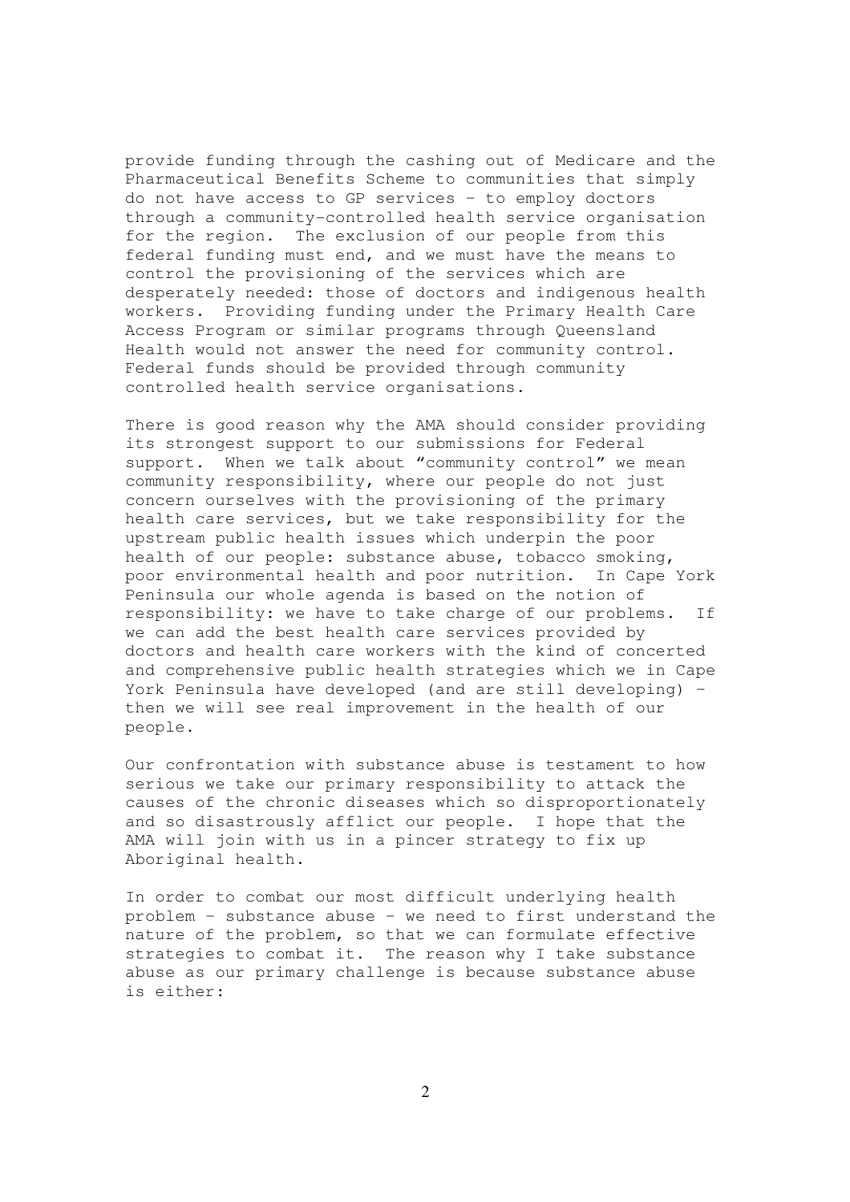provide funding through the cashing out of Medicare and the Pharmaceutical Benefits Scheme to communities that simply do not have access to GP services – to employ doctors through a community-controlled health service organisation for the region. The exclusion of our people from this federal funding must end, and we must have the means to control the provisioning of the services which are desperately needed: those of doctors and indigenous health workers. Providing funding under the Primary Health Care Access Program or similar programs through Queensland Health would not answer the need for community control. Federal funds should be provided through community controlled health service organisations.

There is good reason why the AMA should consider providing its strongest support to our submissions for Federal support. When we talk about "community control" we mean community responsibility, where our people do not just concern ourselves with the provisioning of the primary health care services, but we take responsibility for the upstream public health issues which underpin the poor health of our people: substance abuse, tobacco smoking, poor environmental health and poor nutrition. In Cape York Peninsula our whole agenda is based on the notion of responsibility: we have to take charge of our problems. If we can add the best health care services provided by doctors and health care workers with the kind of concerted and comprehensive public health strategies which we in Cape York Peninsula have developed (and are still developing) – then we will see real improvement in the health of our people.

Our confrontation with substance abuse is testament to how serious we take our primary responsibility to attack the causes of the chronic diseases which so disproportionately and so disastrously afflict our people. I hope that the AMA will join with us in a pincer strategy to fix up Aboriginal health.

In order to combat our most difficult underlying health problem – substance abuse – we need to first understand the nature of the problem, so that we can formulate effective strategies to combat it. The reason why I take substance abuse as our primary challenge is because substance abuse is either: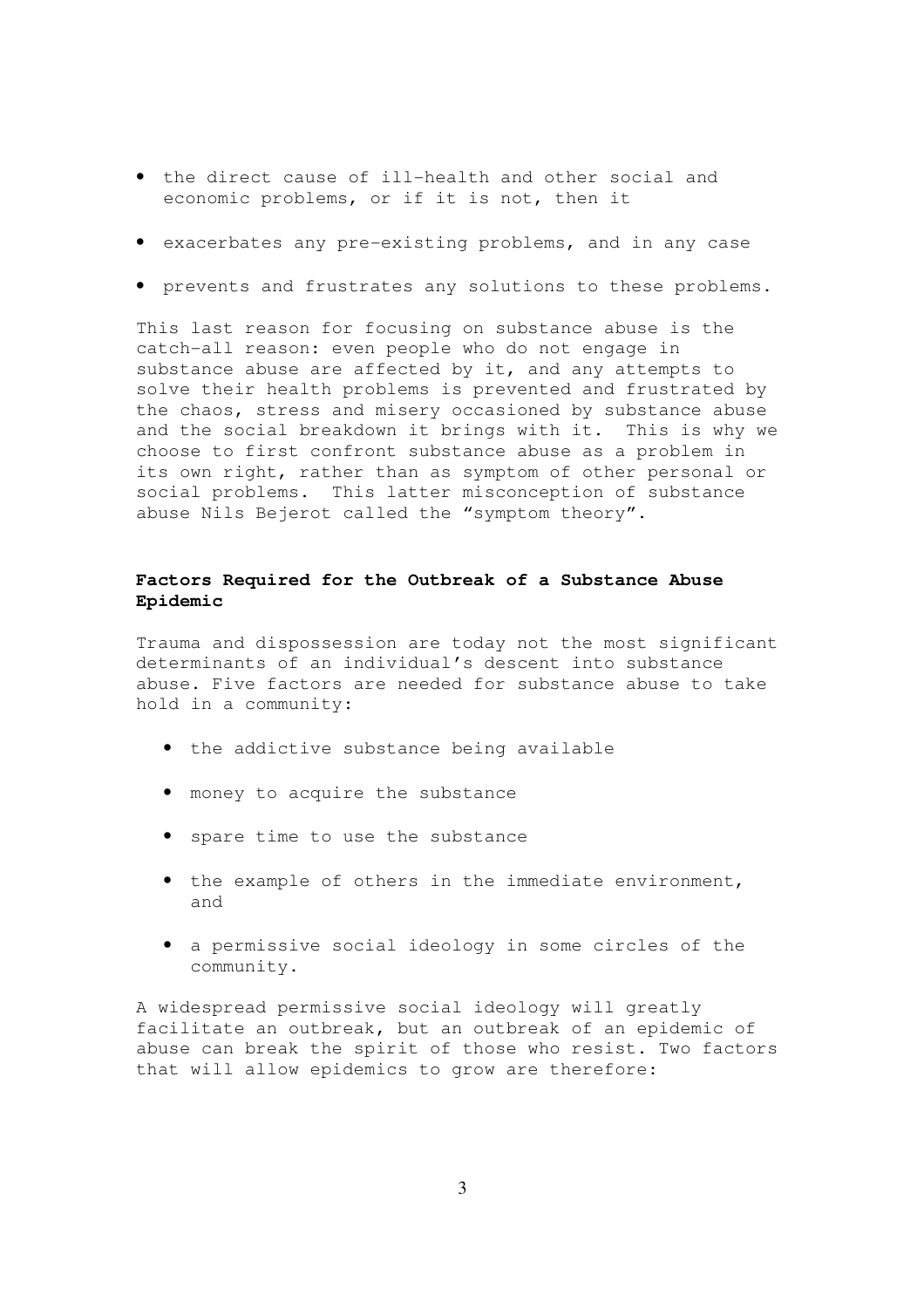- the direct cause of ill-health and other social and economic problems, or if it is not, then it
- exacerbates any pre-existing problems, and in any case
- prevents and frustrates any solutions to these problems.

This last reason for focusing on substance abuse is the catch-all reason: even people who do not engage in substance abuse are affected by it, and any attempts to solve their health problems is prevented and frustrated by the chaos, stress and misery occasioned by substance abuse and the social breakdown it brings with it. This is why we choose to first confront substance abuse as a problem in its own right, rather than as symptom of other personal or social problems. This latter misconception of substance abuse Nils Bejerot called the "symptom theory".

**Factors Required for the Outbreak of a Substance Abuse Epidemic**

Trauma and dispossession are today not the most significant determinants of an individual's descent into substance abuse. Five factors are needed for substance abuse to take hold in a community:

- the addictive substance being available
- money to acquire the substance
- spare time to use the substance
- the example of others in the immediate environment, and
- a permissive social ideology in some circles of the community.

A widespread permissive social ideology will greatly facilitate an outbreak, but an outbreak of an epidemic of abuse can break the spirit of those who resist. Two factors that will allow epidemics to grow are therefore: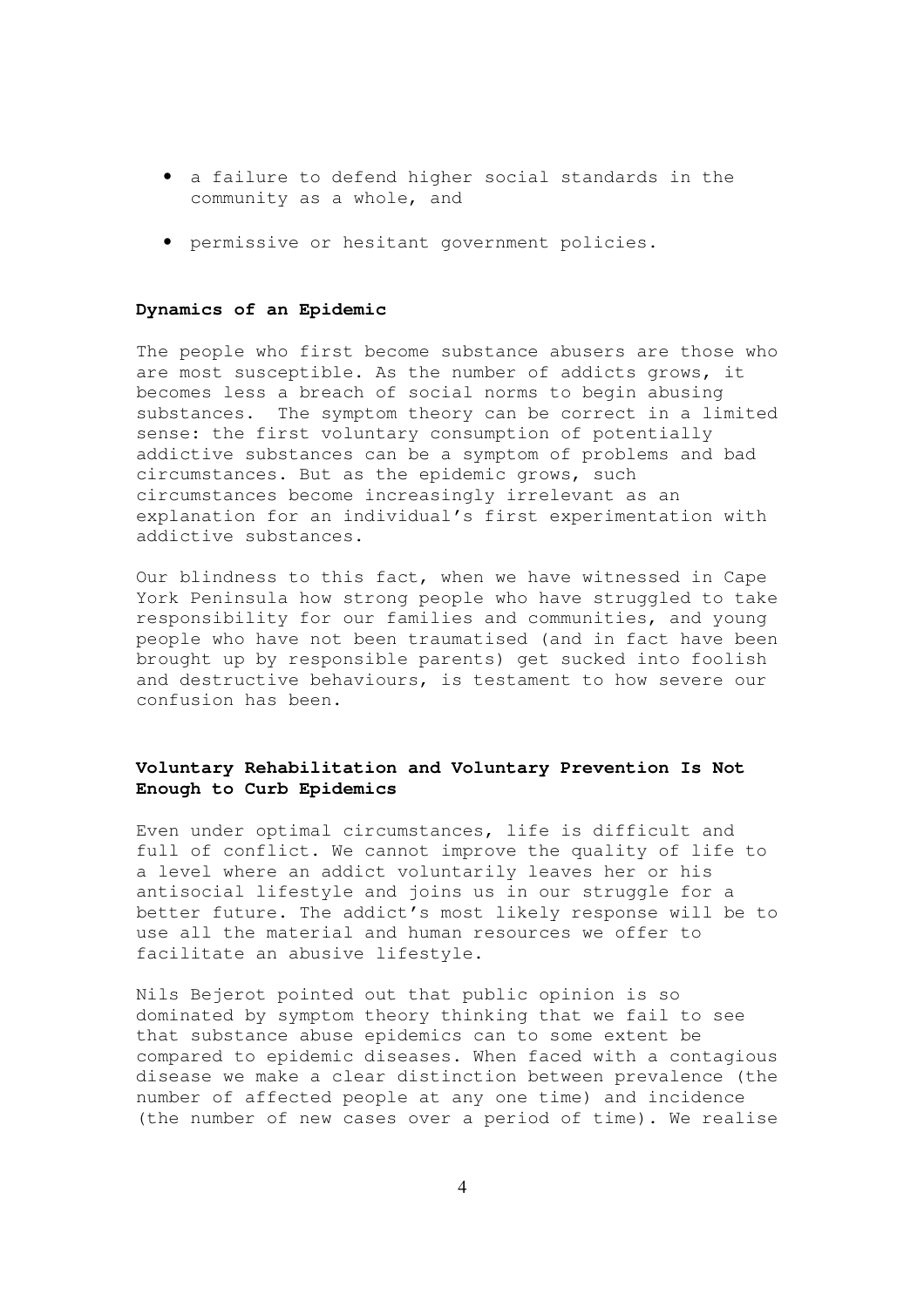- a failure to defend higher social standards in the community as a whole, and
- permissive or hesitant government policies.

### Dynamics of an Epidemic

The people who first become substance abusers are those who are most susceptible. As the number of addicts grows, it becomes less a breach of social norms to begin abusing substances. The symptom theory can be correct in a limited sense: the first voluntary consumption of potentially addictive substances can be a symptom of problems and bad circumstances. But as the epidemic grows, such circumstances become increasingly irrelevant as an explanation for an individual's first experimentation with addictive substances.

Our blindness to this fact, when we have witnessed in Cape York Peninsula how strong people who have struggled to take responsibility for our families and communities, and young people who have not been traumatised (and in fact have been brought up by responsible parents) get sucked into foolish and destructive behaviours, is testament to how severe our confusion has been.

### Voluntary Rehabilitation and Voluntary Prevention Is Not Enough to Curb Epidemics

Even under optimal circumstances, life is difficult and full of conflict. We cannot improve the quality of life to a level where an addict voluntarily leaves her or his antisocial lifestyle and joins us in our struggle for a better future. The addict's most likely response will be to use all the material and human resources we offer to facilitate an abusive lifestyle.

Nils Bejerot pointed out that public opinion is so dominated by symptom theory thinking that we fail to see that substance abuse epidemics can to some extent be compared to epidemic diseases. When faced with a contagious disease we make a clear distinction between prevalence (the number of affected people at any one time) and incidence (the number of new cases over a period of time). We realise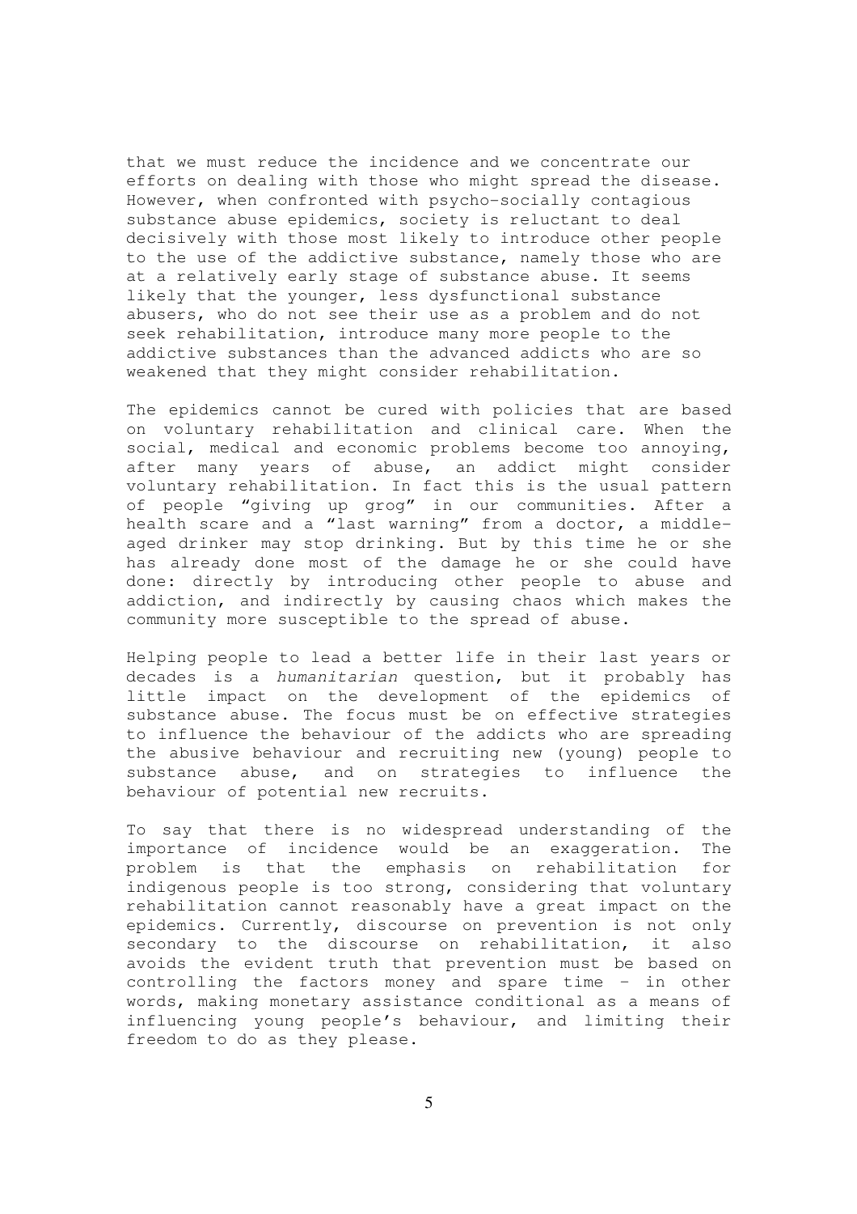that we must reduce the incidence and we concentrate our efforts on dealing with those who might spread the disease. However, when confronted with psycho-socially contagious substance abuse epidemics, society is reluctant to deal decisively with those most likely to introduce other people to the use of the addictive substance, namely those who are at a relatively early stage of substance abuse. It seems likely that the younger, less dysfunctional substance abusers, who do not see their use as a problem and do not seek rehabilitation, introduce many more people to the addictive substances than the advanced addicts who are so weakened that they might consider rehabilitation.

The epidemics cannot be cured with policies that are based on voluntary rehabilitation and clinical care. When the social, medical and economic problems become too annoying, after many years of abuse, an addict might consider voluntary rehabilitation. In fact this is the usual pattern of people "giving up grog" in our communities. After a health scare and a "last warning" from a doctor, a middle-aged drinker may stop drinking. But by this time he or she has already done most of the damage he or she could have done: directly by introducing other people to abuse and addiction, and indirectly by causing chaos which makes the community more susceptible to the spread of abuse.

Helping people to lead a better life in their last years or decades is a *humanitarian* question, but it probably has little impact on the development of the epidemics of substance abuse. The focus must be on effective strategies to influence the behaviour of the addicts who are spreading the abusive behaviour and recruiting new (young) people to substance abuse, and on strategies to influence the behaviour of potential new recruits.

To say that there is no widespread understanding of the importance of incidence would be an exaggeration. The problem is that the emphasis on rehabilitation for indigenous people is too strong, considering that voluntary rehabilitation cannot reasonably have a great impact on the epidemics. Currently, discourse on prevention is not only secondary to the discourse on rehabilitation, it also avoids the evident truth that prevention must be based on controlling the factors money and spare time – in other words, making monetary assistance conditional as a means of influencing young people's behaviour, and limiting their freedom to do as they please.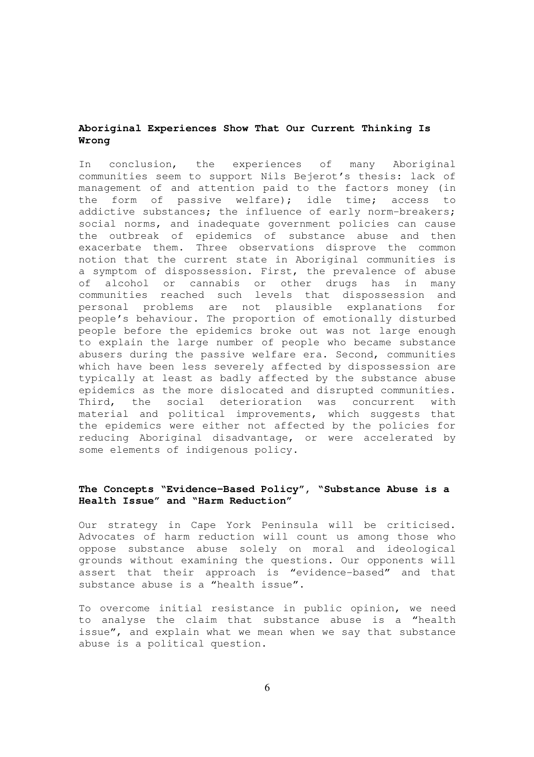## Aboriginal Experiences Show That Our Current Thinking Is Wrong

In conclusion, the experiences of many Aboriginal communities seem to support Nils Bejerot's thesis: lack of management of and attention paid to the factors money (in the form of passive welfare); idle time; access to addictive substances; the influence of early norm-breakers; social norms, and inadequate government policies can cause the outbreak of epidemics of substance abuse and then exacerbate them. Three observations disprove the common notion that the current state in Aboriginal communities is a symptom of dispossession. First, the prevalence of abuse of alcohol or cannabis or other drugs has in many communities reached such levels that dispossession and personal problems are not plausible explanations for people's behaviour. The proportion of emotionally disturbed people before the epidemics broke out was not large enough to explain the large number of people who became substance abusers during the passive welfare era. Second, communities which have been less severely affected by dispossession are typically at least as badly affected by the substance abuse epidemics as the more dislocated and disrupted communities. Third, the social deterioration was concurrent with material and political improvements, which suggests that the epidemics were either not affected by the policies for reducing Aboriginal disadvantage, or were accelerated by some elements of indigenous policy.

## The Concepts "Evidence-Based Policy", "Substance Abuse is a Health Issue" and "Harm Reduction"

Our strategy in Cape York Peninsula will be criticised. Advocates of harm reduction will count us among those who oppose substance abuse solely on moral and ideological grounds without examining the questions. Our opponents will assert that their approach is "evidence-based" and that substance abuse is a "health issue".

To overcome initial resistance in public opinion, we need to analyse the claim that substance abuse is a "health issue", and explain what we mean when we say that substance abuse is a political question.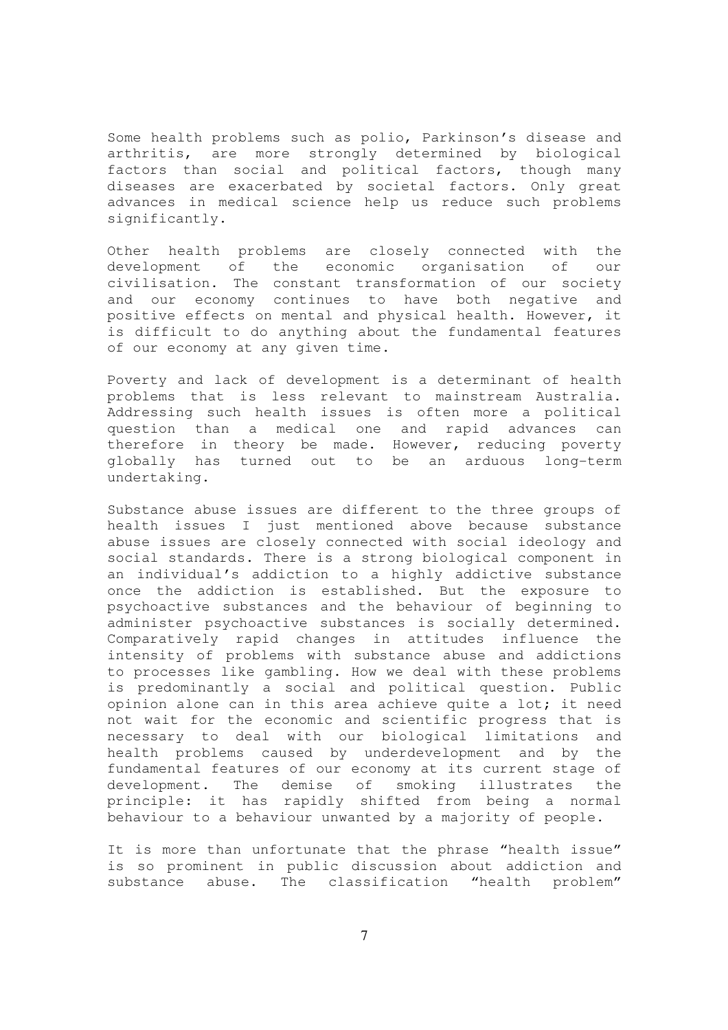Some health problems such as polio, Parkinson's disease and arthritis, are more strongly determined by biological factors than social and political factors, though many diseases are exacerbated by societal factors. Only great advances in medical science help us reduce such problems significantly.

Other health problems are closely connected with the development of the economic organisation of our civilisation. The constant transformation of our society and our economy continues to have both negative and positive effects on mental and physical health. However, it is difficult to do anything about the fundamental features of our economy at any given time.

Poverty and lack of development is a determinant of health problems that is less relevant to mainstream Australia. Addressing such health issues is often more a political question than a medical one and rapid advances can therefore in theory be made. However, reducing poverty globally has turned out to be an arduous long-term undertaking.

Substance abuse issues are different to the three groups of health issues I just mentioned above because substance abuse issues are closely connected with social ideology and social standards. There is a strong biological component in an individual's addiction to a highly addictive substance once the addiction is established. But the exposure to psychoactive substances and the behaviour of beginning to administer psychoactive substances is socially determined. Comparatively rapid changes in attitudes influence the intensity of problems with substance abuse and addictions to processes like gambling. How we deal with these problems is predominantly a social and political question. Public opinion alone can in this area achieve quite a lot; it need not wait for the economic and scientific progress that is necessary to deal with our biological limitations and health problems caused by underdevelopment and by the fundamental features of our economy at its current stage of development. The demise of smoking illustrates the principle: it has rapidly shifted from being a normal behaviour to a behaviour unwanted by a majority of people.

It is more than unfortunate that the phrase "health issue" is so prominent in public discussion about addiction and substance abuse. The classification "health problem"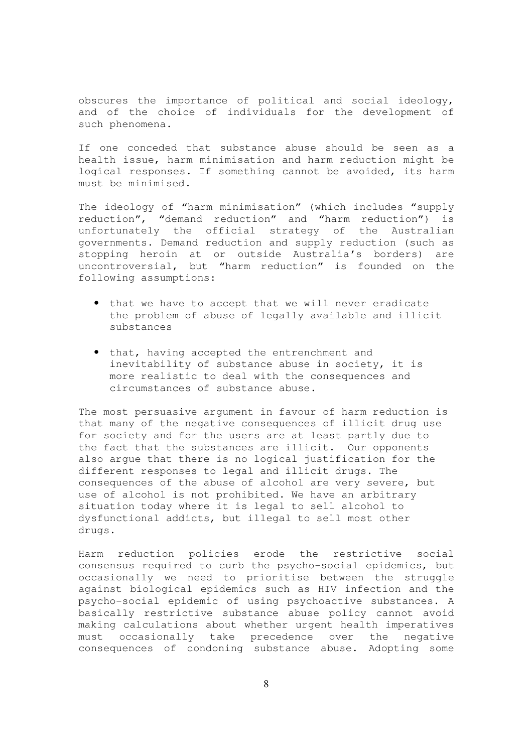obscures the importance of political and social ideology, and of the choice of individuals for the development of such phenomena.

If one conceded that substance abuse should be seen as a health issue, harm minimisation and harm reduction might be logical responses. If something cannot be avoided, its harm must be minimised.

The ideology of "harm minimisation" (which includes "supply reduction", "demand reduction" and "harm reduction") is unfortunately the official strategy of the Australian governments. Demand reduction and supply reduction (such as stopping heroin at or outside Australia's borders) are uncontroversial, but "harm reduction" is founded on the following assumptions:

- that we have to accept that we will never eradicate the problem of abuse of legally available and illicit substances
- that, having accepted the entrenchment and inevitability of substance abuse in society, it is more realistic to deal with the consequences and circumstances of substance abuse.

The most persuasive argument in favour of harm reduction is that many of the negative consequences of illicit drug use for society and for the users are at least partly due to the fact that the substances are illicit. Our opponents also argue that there is no logical justification for the different responses to legal and illicit drugs. The consequences of the abuse of alcohol are very severe, but use of alcohol is not prohibited. We have an arbitrary situation today where it is legal to sell alcohol to dysfunctional addicts, but illegal to sell most other drugs.

Harm reduction policies erode the restrictive social consensus required to curb the psycho-social epidemics, but occasionally we need to prioritise between the struggle against biological epidemics such as HIV infection and the psycho-social epidemic of using psychoactive substances. A basically restrictive substance abuse policy cannot avoid making calculations about whether urgent health imperatives must occasionally take precedence over the negative consequences of condoning substance abuse. Adopting some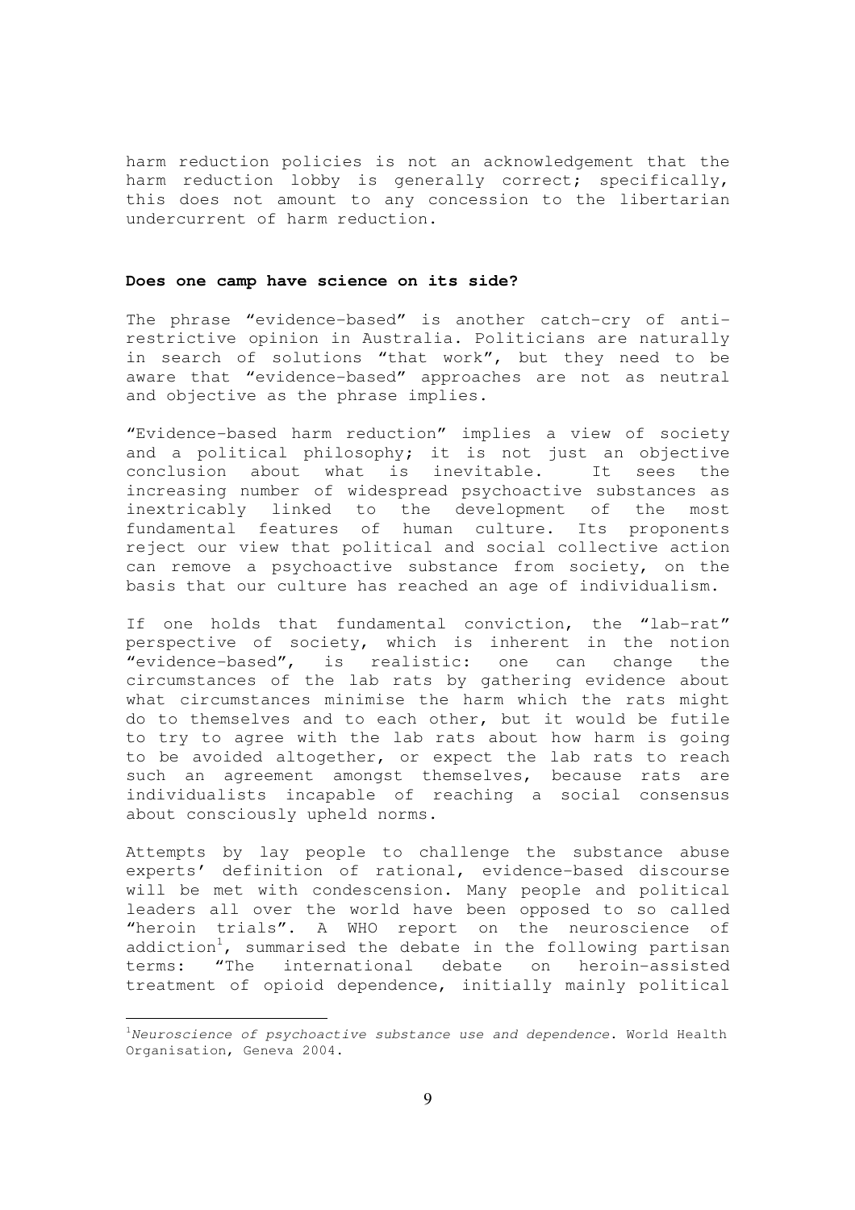harm reduction policies is not an acknowledgement that the harm reduction lobby is generally correct; specifically, this does not amount to any concession to the libertarian undercurrent of harm reduction.

**Does one camp have science on its side?**

The phrase "evidence-based" is another catch-cry of anti-restrictive opinion in Australia. Politicians are naturally in search of solutions "that work", but they need to be aware that "evidence-based" approaches are not as neutral and objective as the phrase implies.

"Evidence-based harm reduction" implies a view of society and a political philosophy; it is not just an objective conclusion about what is inevitable. It sees the increasing number of widespread psychoactive substances as inextricably linked to the development of the most fundamental features of human culture. Its proponents reject our view that political and social collective action can remove a psychoactive substance from society, on the basis that our culture has reached an age of individualism.

If one holds that fundamental conviction, the "lab-rat" perspective of society, which is inherent in the notion "evidence-based", is realistic: one can change the circumstances of the lab rats by gathering evidence about what circumstances minimise the harm which the rats might do to themselves and to each other, but it would be futile to try to agree with the lab rats about how harm is going to be avoided altogether, or expect the lab rats to reach such an agreement amongst themselves, because rats are individualists incapable of reaching a social consensus about consciously upheld norms.

Attempts by lay people to challenge the substance abuse experts' definition of rational, evidence-based discourse will be met with condescension. Many people and political leaders all over the world have been opposed to so called "heroin trials". A WHO report on the neuroscience of addiction[1], summarised the debate in the following partisan terms: "The international debate on heroin-assisted treatment of opioid dependence, initially mainly political

---

[1] *Neuroscience of psychoactive substance use and dependence.* World Health Organisation, Geneva 2004.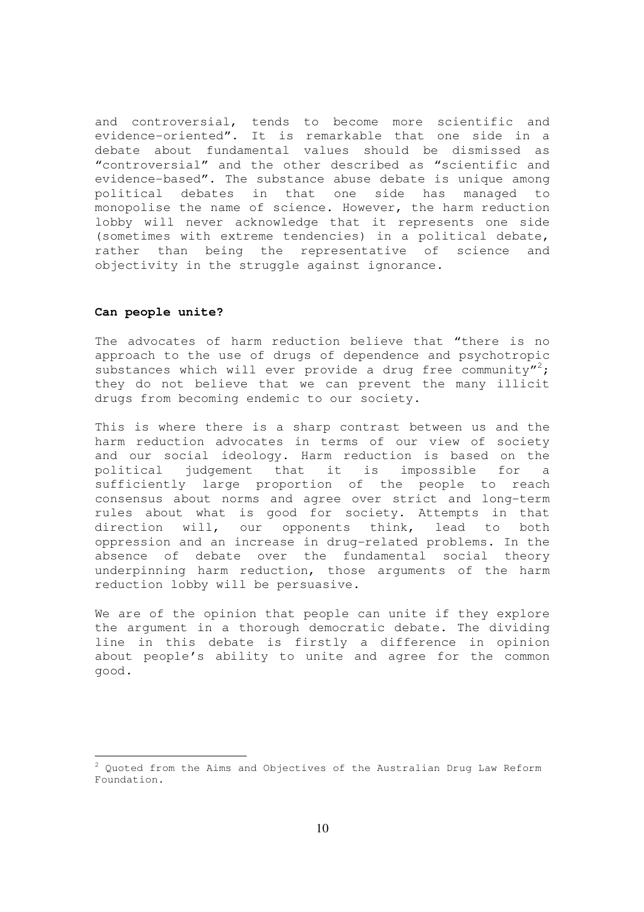and controversial, tends to become more scientific and evidence-oriented". It is remarkable that one side in a debate about fundamental values should be dismissed as "controversial" and the other described as "scientific and evidence-based". The substance abuse debate is unique among political debates in that one side has managed to monopolise the name of science. However, the harm reduction lobby will never acknowledge that it represents one side (sometimes with extreme tendencies) in a political debate, rather than being the representative of science and objectivity in the struggle against ignorance.

**Can people unite?**

The advocates of harm reduction believe that "there is no approach to the use of drugs of dependence and psychotropic substances which will ever provide a drug free community"[2]; they do not believe that we can prevent the many illicit drugs from becoming endemic to our society.

This is where there is a sharp contrast between us and the harm reduction advocates in terms of our view of society and our social ideology. Harm reduction is based on the political judgement that it is impossible for a sufficiently large proportion of the people to reach consensus about norms and agree over strict and long-term rules about what is good for society. Attempts in that direction will, our opponents think, lead to both oppression and an increase in drug-related problems. In the absence of debate over the fundamental social theory underpinning harm reduction, those arguments of the harm reduction lobby will be persuasive.

We are of the opinion that people can unite if they explore the argument in a thorough democratic debate. The dividing line in this debate is firstly a difference in opinion about people's ability to unite and agree for the common good.

[2] Quoted from the Aims and Objectives of the Australian Drug Law Reform Foundation.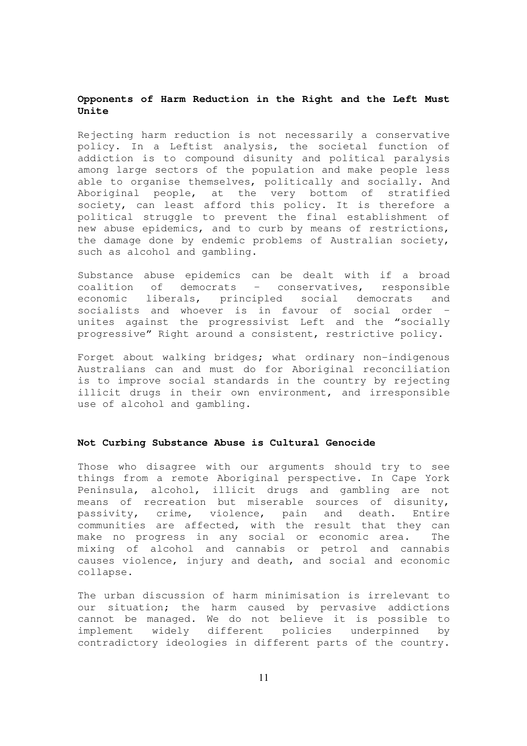## Opponents of Harm Reduction in the Right and the Left Must Unite

Rejecting harm reduction is not necessarily a conservative policy. In a Leftist analysis, the societal function of addiction is to compound disunity and political paralysis among large sectors of the population and make people less able to organise themselves, politically and socially. And Aboriginal people, at the very bottom of stratified society, can least afford this policy. It is therefore a political struggle to prevent the final establishment of new abuse epidemics, and to curb by means of restrictions, the damage done by endemic problems of Australian society, such as alcohol and gambling.

Substance abuse epidemics can be dealt with if a broad coalition of democrats – conservatives, responsible economic liberals, principled social democrats and socialists and whoever is in favour of social order – unites against the progressivist Left and the "socially progressive" Right around a consistent, restrictive policy.

Forget about walking bridges; what ordinary non-indigenous Australians can and must do for Aboriginal reconciliation is to improve social standards in the country by rejecting illicit drugs in their own environment, and irresponsible use of alcohol and gambling.

## Not Curbing Substance Abuse is Cultural Genocide

Those who disagree with our arguments should try to see things from a remote Aboriginal perspective. In Cape York Peninsula, alcohol, illicit drugs and gambling are not means of recreation but miserable sources of disunity, passivity, crime, violence, pain and death. Entire communities are affected, with the result that they can make no progress in any social or economic area. The mixing of alcohol and cannabis or petrol and cannabis causes violence, injury and death, and social and economic collapse.

The urban discussion of harm minimisation is irrelevant to our situation; the harm caused by pervasive addictions cannot be managed. We do not believe it is possible to implement widely different policies underpinned by contradictory ideologies in different parts of the country.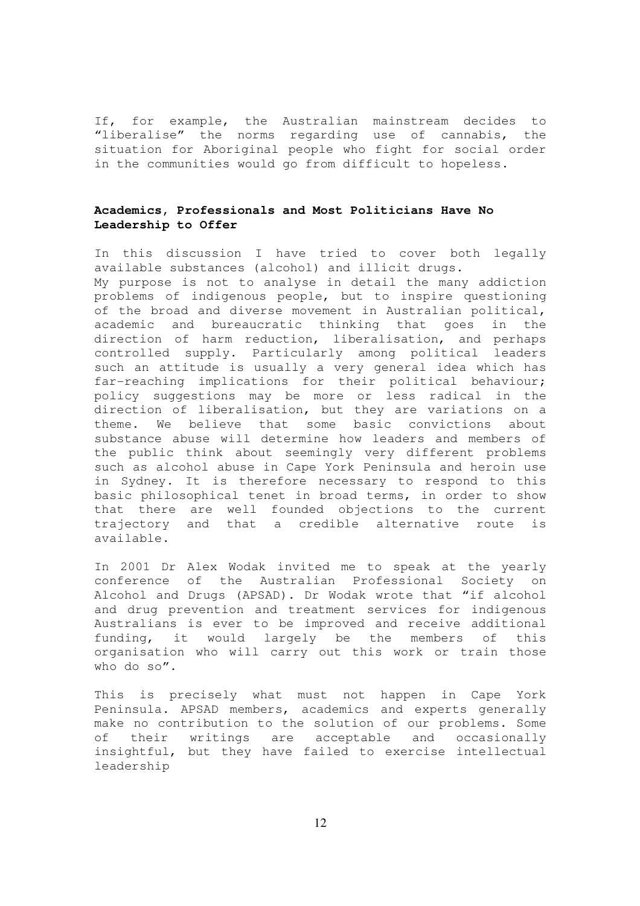If, for example, the Australian mainstream decides to "liberalise" the norms regarding use of cannabis, the situation for Aboriginal people who fight for social order in the communities would go from difficult to hopeless.

### Academics, Professionals and Most Politicians Have No Leadership to Offer

In this discussion I have tried to cover both legally available substances (alcohol) and illicit drugs.
My purpose is not to analyse in detail the many addiction problems of indigenous people, but to inspire questioning of the broad and diverse movement in Australian political, academic and bureaucratic thinking that goes in the direction of harm reduction, liberalisation, and perhaps controlled supply. Particularly among political leaders such an attitude is usually a very general idea which has far-reaching implications for their political behaviour; policy suggestions may be more or less radical in the direction of liberalisation, but they are variations on a theme. We believe that some basic convictions about substance abuse will determine how leaders and members of the public think about seemingly very different problems such as alcohol abuse in Cape York Peninsula and heroin use in Sydney. It is therefore necessary to respond to this basic philosophical tenet in broad terms, in order to show that there are well founded objections to the current trajectory and that a credible alternative route is available.

In 2001 Dr Alex Wodak invited me to speak at the yearly conference of the Australian Professional Society on Alcohol and Drugs (APSAD). Dr Wodak wrote that "if alcohol and drug prevention and treatment services for indigenous Australians is ever to be improved and receive additional funding, it would largely be the members of this organisation who will carry out this work or train those who do so".

This is precisely what must not happen in Cape York Peninsula. APSAD members, academics and experts generally make no contribution to the solution of our problems. Some of their writings are acceptable and occasionally insightful, but they have failed to exercise intellectual leadership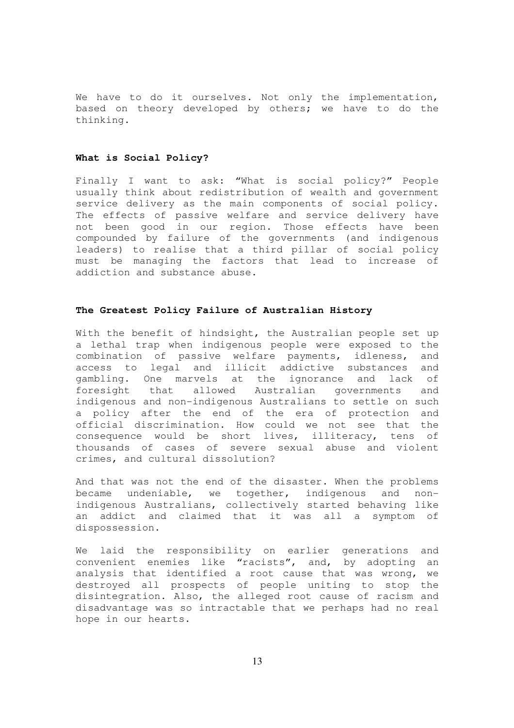We have to do it ourselves. Not only the implementation, based on theory developed by others; we have to do the thinking.

**What is Social Policy?**

Finally I want to ask: "What is social policy?" People usually think about redistribution of wealth and government service delivery as the main components of social policy. The effects of passive welfare and service delivery have not been good in our region. Those effects have been compounded by failure of the governments (and indigenous leaders) to realise that a third pillar of social policy must be managing the factors that lead to increase of addiction and substance abuse.

**The Greatest Policy Failure of Australian History**

With the benefit of hindsight, the Australian people set up a lethal trap when indigenous people were exposed to the combination of passive welfare payments, idleness, and access to legal and illicit addictive substances and gambling. One marvels at the ignorance and lack of foresight that allowed Australian governments and indigenous and non-indigenous Australians to settle on such a policy after the end of the era of protection and official discrimination. How could we not see that the consequence would be short lives, illiteracy, tens of thousands of cases of severe sexual abuse and violent crimes, and cultural dissolution?

And that was not the end of the disaster. When the problems became undeniable, we together, indigenous and non-indigenous Australians, collectively started behaving like an addict and claimed that it was all a symptom of dispossession.

We laid the responsibility on earlier generations and convenient enemies like "racists", and, by adopting an analysis that identified a root cause that was wrong, we destroyed all prospects of people uniting to stop the disintegration. Also, the alleged root cause of racism and disadvantage was so intractable that we perhaps had no real hope in our hearts.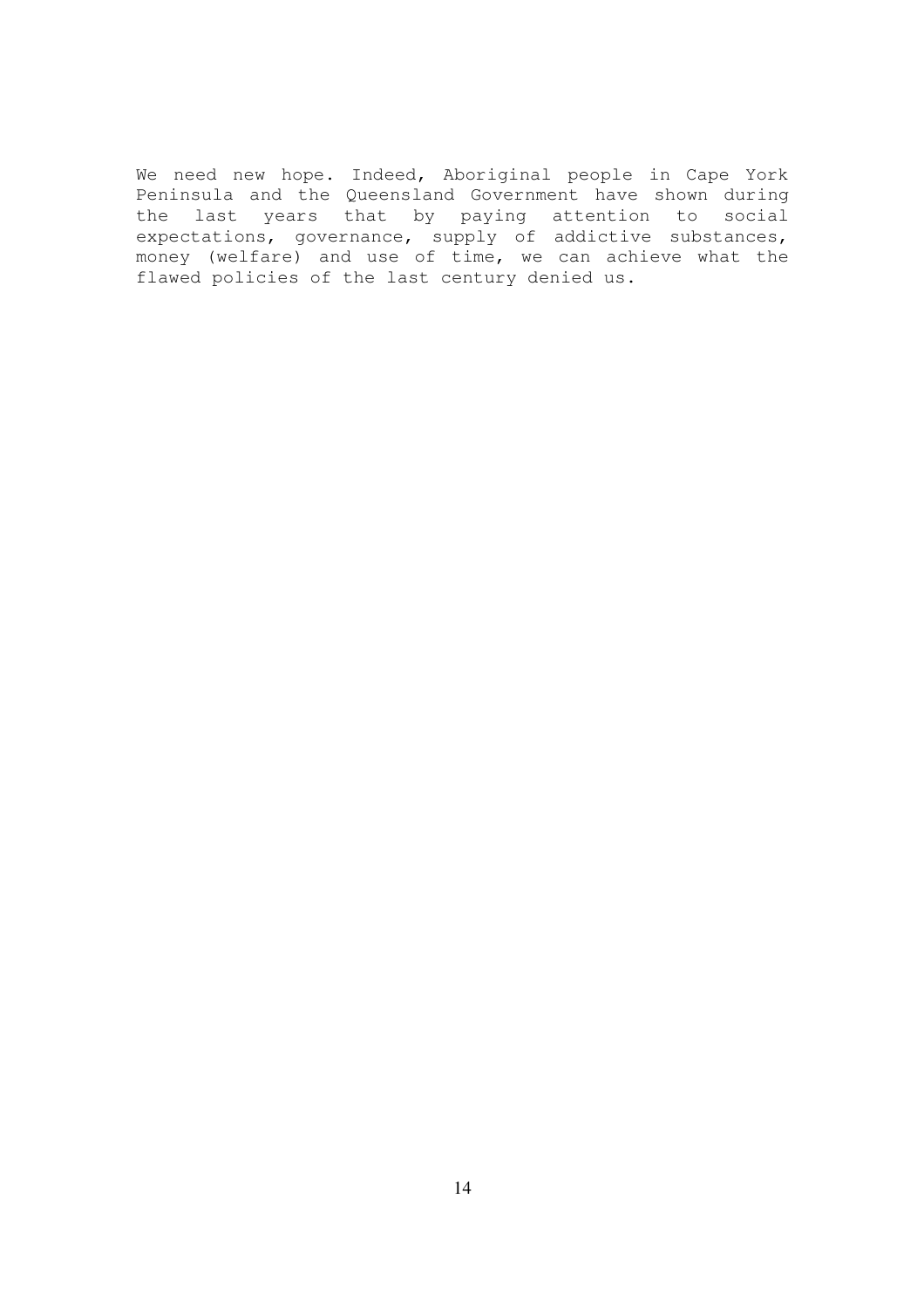We need new hope. Indeed, Aboriginal people in Cape York Peninsula and the Queensland Government have shown during the last years that by paying attention to social expectations, governance, supply of addictive substances, money (welfare) and use of time, we can achieve what the flawed policies of the last century denied us.